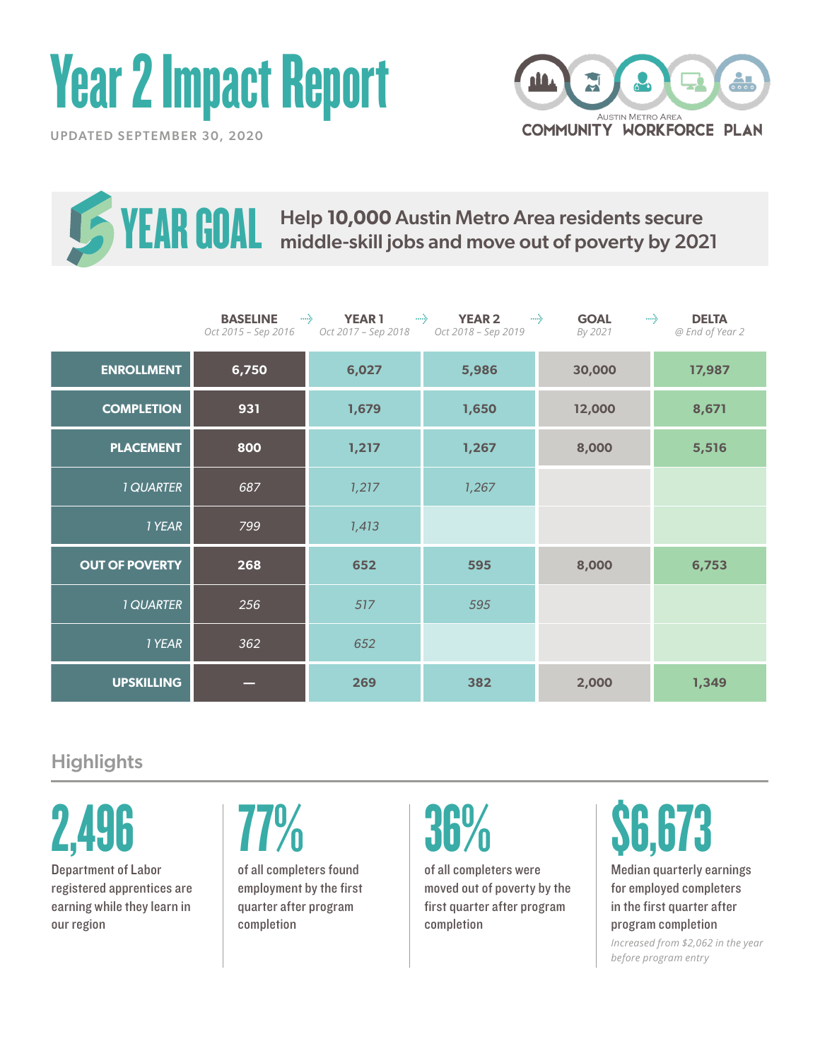# Year 2 Impact Report

UPDATED SEPTEMBER 30, 2020

AUSTIN METRO AREA COMMUNITY WORKFORCE PLAN

## 5 YEAR GOAL

Help **10,000** Austin Metro Area residents secure middle-skill jobs and move out of poverty by 2021

| | BASELINE *Oct 2015 – Sep 2016* | YEAR 1 *Oct 2017 – Sep 2018* | YEAR 2 *Oct 2018 – Sep 2019* | GOAL *By 2021* | DELTA *@ End of Year 2* |
|---|---|---|---|---|---|
| **ENROLLMENT** | **6,750** | **6,027** | **5,986** | **30,000** | **17,987** |
| **COMPLETION** | **931** | **1,679** | **1,650** | **12,000** | **8,671** |
| **PLACEMENT** | **800** | **1,217** | **1,267** | **8,000** | **5,516** |
| *1 QUARTER* | *687* | *1,217* | *1,267* | | |
| *1 YEAR* | *799* | *1,413* | | | |
| **OUT OF POVERTY** | **268** | **652** | **595** | **8,000** | **6,753** |
| *1 QUARTER* | *256* | *517* | *595* | | |
| *1 YEAR* | *362* | *652* | | | |
| **UPSKILLING** | **—** | **269** | **382** | **2,000** | **1,349** |

## Highlights

**2,496**

Department of Labor registered apprentices are earning while they learn in our region

**77%**

of all completers found employment by the first quarter after program completion

**36%**

of all completers were moved out of poverty by the first quarter after program completion

**$6,673**

Median quarterly earnings for employed completers in the first quarter after program completion

*Increased from $2,062 in the year before program entry*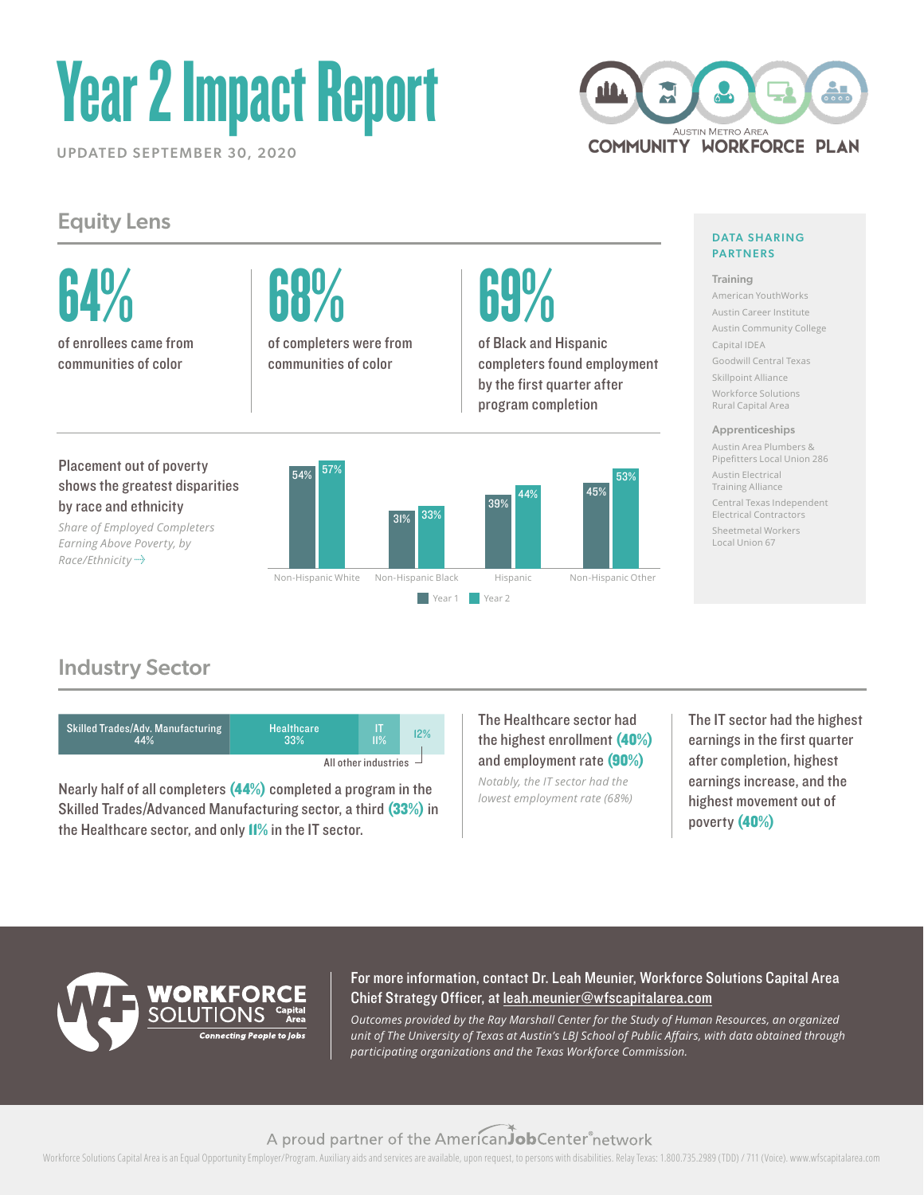# Year 2 Impact Report

UPDATED SEPTEMBER 30, 2020

AUSTIN METRO AREA COMMUNITY WORKFORCE PLAN

## Equity Lens

**64%** of enrollees came from communities of color

**68%** of completers were from communities of color

**69%** of Black and Hispanic completers found employment by the first quarter after program completion

Placement out of poverty shows the greatest disparities by race and ethnicity

*Share of Employed Completers Earning Above Poverty, by Race/Ethnicity*

Non-Hispanic White: 54% 57%
Non-Hispanic Black: 31% 33%
Hispanic: 39% 44%
Non-Hispanic Other: 45% 53%

Year 1 Year 2

### DATA SHARING PARTNERS

**Training**

- American YouthWorks
- Austin Career Institute
- Austin Community College
- Capital IDEA
- Goodwill Central Texas
- Skillpoint Alliance
- Workforce Solutions Rural Capital Area

**Apprenticeships**

- Austin Area Plumbers & Pipefitters Local Union 286
- Austin Electrical Training Alliance
- Central Texas Independent Electrical Contractors
- Sheetmetal Workers Local Union 67

## Industry Sector

Skilled Trades/Adv. Manufacturing 44%
Healthcare 33%
IT 11%
12%
All other industries

Nearly half of all completers (**44%**) completed a program in the Skilled Trades/Advanced Manufacturing sector, a third (**33%**) in the Healthcare sector, and only **11%** in the IT sector.

The Healthcare sector had the highest enrollment (**40%**) and employment rate (**90%**)

*Notably, the IT sector had the lowest employment rate (68%)*

The IT sector had the highest earnings in the first quarter after completion, highest earnings increase, and the highest movement out of poverty (**40%**)

WORKFORCE SOLUTIONS Capital Area — *Connecting People to Jobs*

For more information, contact Dr. Leah Meunier, Workforce Solutions Capital Area Chief Strategy Officer, at leah.meunier@wfscapitalarea.com

*Outcomes provided by the Ray Marshall Center for the Study of Human Resources, an organized unit of The University of Texas at Austin's LBJ School of Public Affairs, with data obtained through participating organizations and the Texas Workforce Commission.*

A proud partner of the AmericanJobCenter® network

Workforce Solutions Capital Area is an Equal Opportunity Employer/Program. Auxiliary aids and services are available, upon request, to persons with disabilities. Relay Texas: 1.800.735.2989 (TDD) / 711 (Voice). www.wfscapitalarea.com